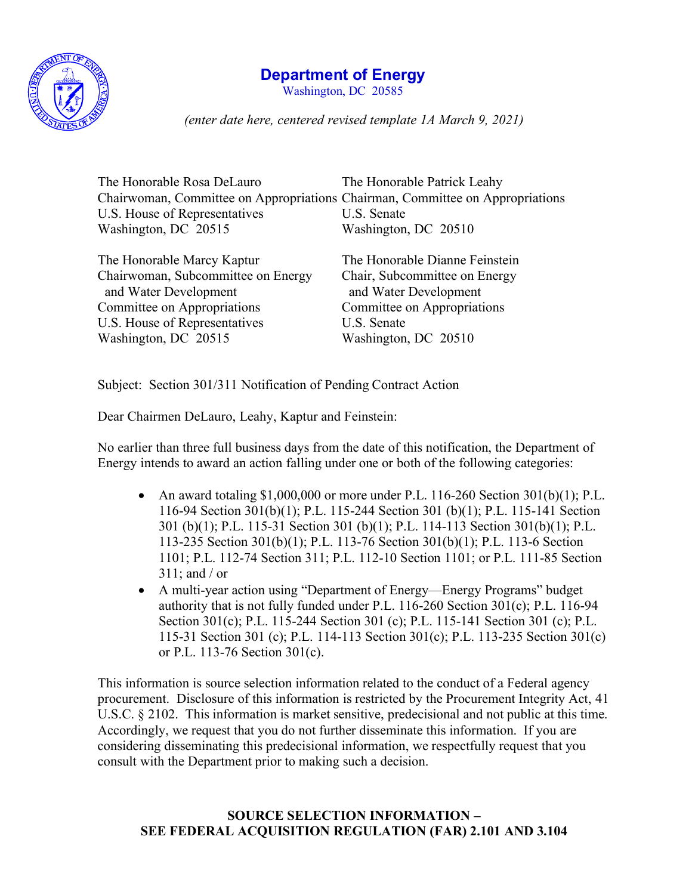# Department of Energy

Washington, DC 20585

*(enter date here, centered revised template 1A March 9, 2021)*

The Honorable Rosa DeLauro
Chairwoman, Committee on Appropriations
U.S. House of Representatives
Washington, DC 20515

The Honorable Patrick Leahy
Chairman, Committee on Appropriations
U.S. Senate
Washington, DC 20510

The Honorable Marcy Kaptur
Chairwoman, Subcommittee on Energy
and Water Development
Committee on Appropriations
U.S. House of Representatives
Washington, DC 20515

The Honorable Dianne Feinstein
Chair, Subcommittee on Energy
and Water Development
Committee on Appropriations
U.S. Senate
Washington, DC 20510

Subject: Section 301/311 Notification of Pending Contract Action

Dear Chairmen DeLauro, Leahy, Kaptur and Feinstein:

No earlier than three full business days from the date of this notification, the Department of Energy intends to award an action falling under one or both of the following categories:

- An award totaling $1,000,000 or more under P.L. 116-260 Section 301(b)(1); P.L. 116-94 Section 301(b)(1); P.L. 115-244 Section 301 (b)(1); P.L. 115-141 Section 301 (b)(1); P.L. 115-31 Section 301 (b)(1); P.L. 114-113 Section 301(b)(1); P.L. 113-235 Section 301(b)(1); P.L. 113-76 Section 301(b)(1); P.L. 113-6 Section 1101; P.L. 112-74 Section 311; P.L. 112-10 Section 1101; or P.L. 111-85 Section 311; and / or
- A multi-year action using "Department of Energy—Energy Programs" budget authority that is not fully funded under P.L. 116-260 Section 301(c); P.L. 116-94 Section 301(c); P.L. 115-244 Section 301 (c); P.L. 115-141 Section 301 (c); P.L. 115-31 Section 301 (c); P.L. 114-113 Section 301(c); P.L. 113-235 Section 301(c) or P.L. 113-76 Section 301(c).

This information is source selection information related to the conduct of a Federal agency procurement. Disclosure of this information is restricted by the Procurement Integrity Act, 41 U.S.C. § 2102. This information is market sensitive, predecisional and not public at this time. Accordingly, we request that you do not further disseminate this information. If you are considering disseminating this predecisional information, we respectfully request that you consult with the Department prior to making such a decision.

**SOURCE SELECTION INFORMATION –**
**SEE FEDERAL ACQUISITION REGULATION (FAR) 2.101 AND 3.104**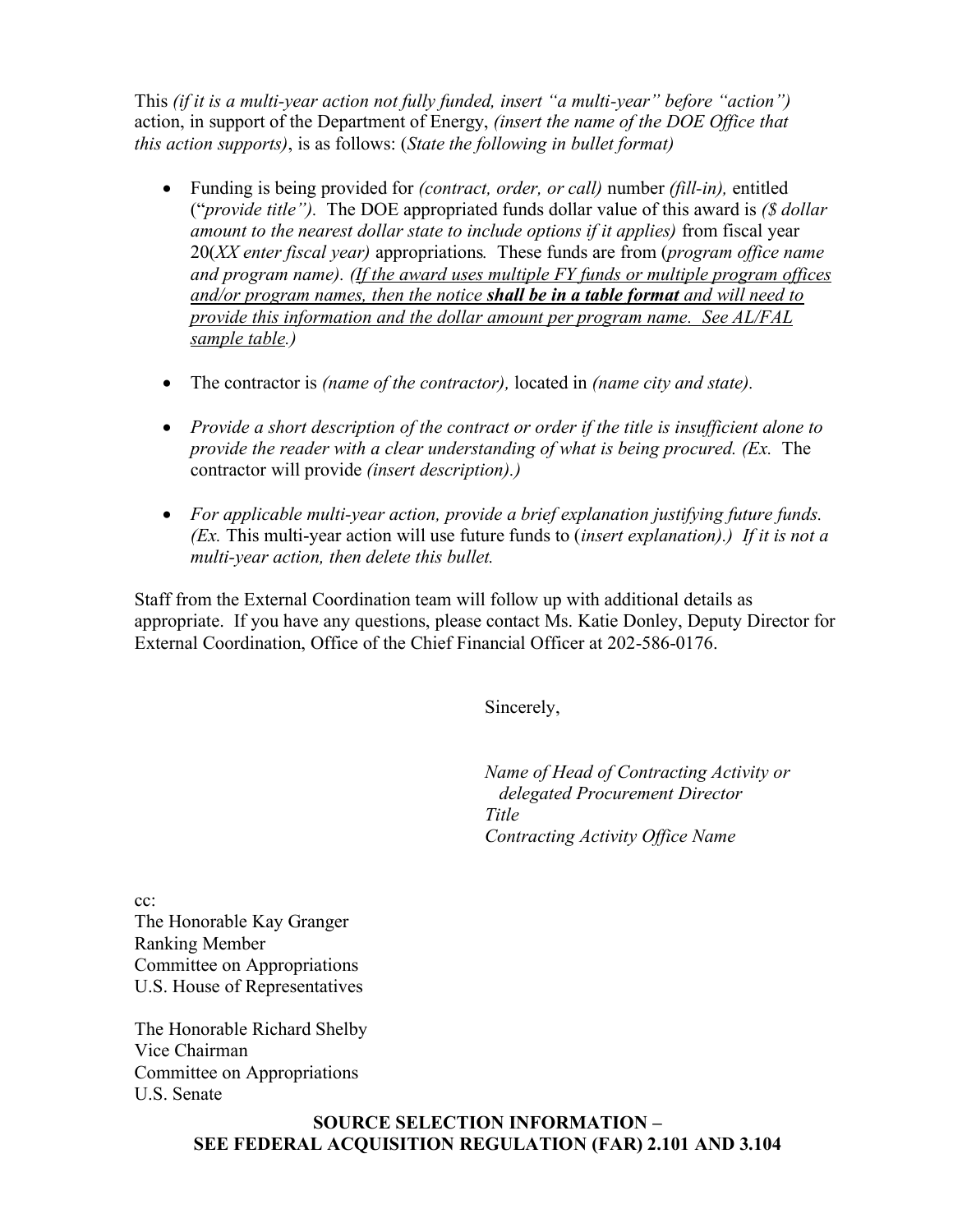This *(if it is a multi-year action not fully funded, insert "a multi-year" before "action")* action, in support of the Department of Energy, *(insert the name of the DOE Office that this action supports)*, is as follows: (*State the following in bullet format)*

- Funding is being provided for *(contract, order, or call)* number *(fill-in),* entitled ("*provide title").* The DOE appropriated funds dollar value of this award is *($ dollar amount to the nearest dollar state to include options if it applies)* from fiscal year 20(*XX enter fiscal year)* appropriations*.* These funds are from (*program office name and program name). (If the award uses multiple FY funds or multiple program offices and/or program names, then the notice **shall be in a table format** and will need to provide this information and the dollar amount per program name. See AL/FAL sample table.)*

- The contractor is *(name of the contractor),* located in *(name city and state).*

- *Provide a short description of the contract or order if the title is insufficient alone to provide the reader with a clear understanding of what is being procured. (Ex.* The contractor will provide *(insert description).)*

- *For applicable multi-year action, provide a brief explanation justifying future funds. (Ex.* This multi-year action will use future funds to (*insert explanation).) If it is not a multi-year action, then delete this bullet.*

Staff from the External Coordination team will follow up with additional details as appropriate. If you have any questions, please contact Ms. Katie Donley, Deputy Director for External Coordination, Office of the Chief Financial Officer at 202-586-0176.

Sincerely,

*Name of Head of Contracting Activity or delegated Procurement Director*
*Title*
*Contracting Activity Office Name*

cc:
The Honorable Kay Granger
Ranking Member
Committee on Appropriations
U.S. House of Representatives

The Honorable Richard Shelby
Vice Chairman
Committee on Appropriations
U.S. Senate

**SOURCE SELECTION INFORMATION –**
**SEE FEDERAL ACQUISITION REGULATION (FAR) 2.101 AND 3.104**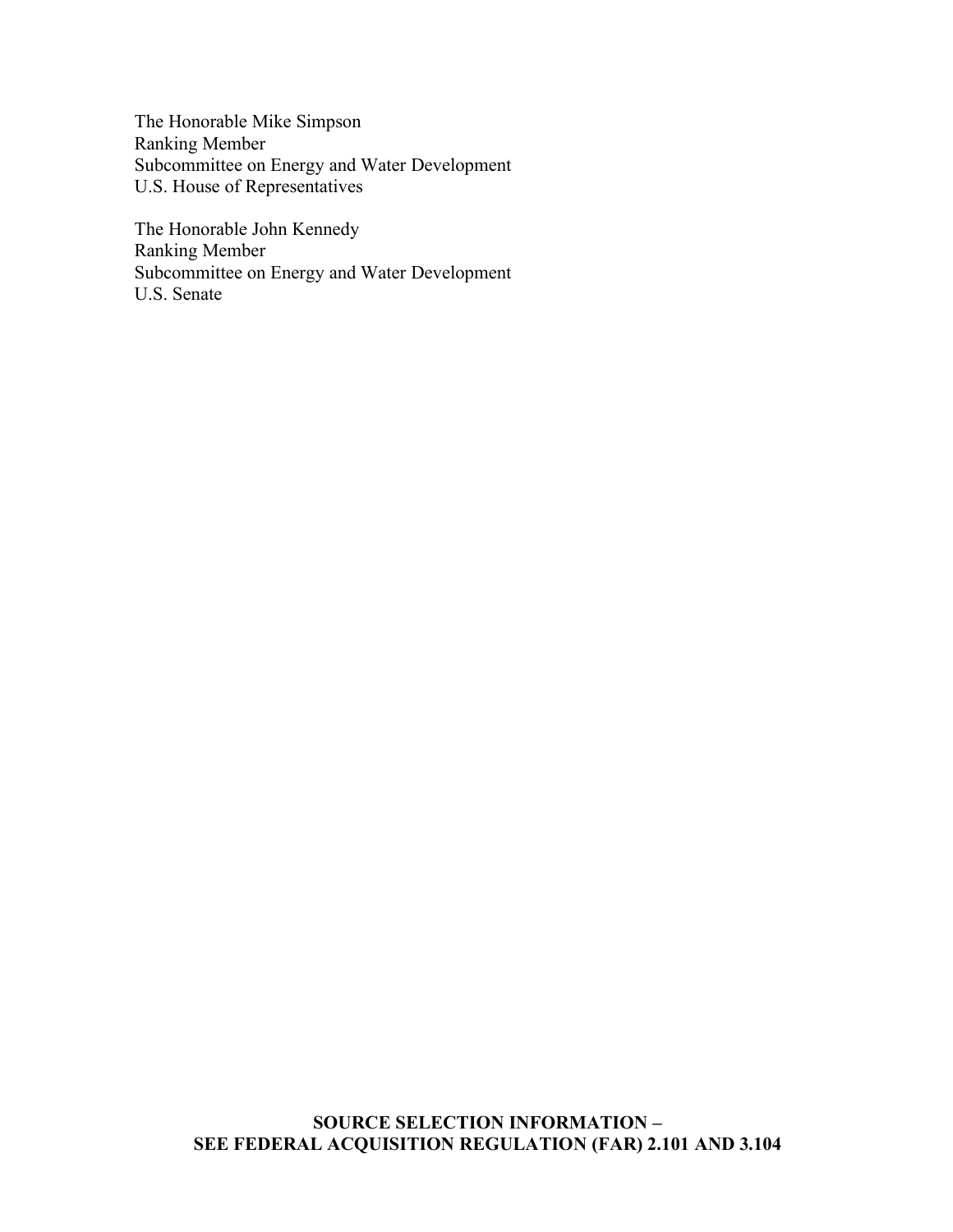The Honorable Mike Simpson
Ranking Member
Subcommittee on Energy and Water Development
U.S. House of Representatives

The Honorable John Kennedy
Ranking Member
Subcommittee on Energy and Water Development
U.S. Senate

**SOURCE SELECTION INFORMATION –**
**SEE FEDERAL ACQUISITION REGULATION (FAR) 2.101 AND 3.104**